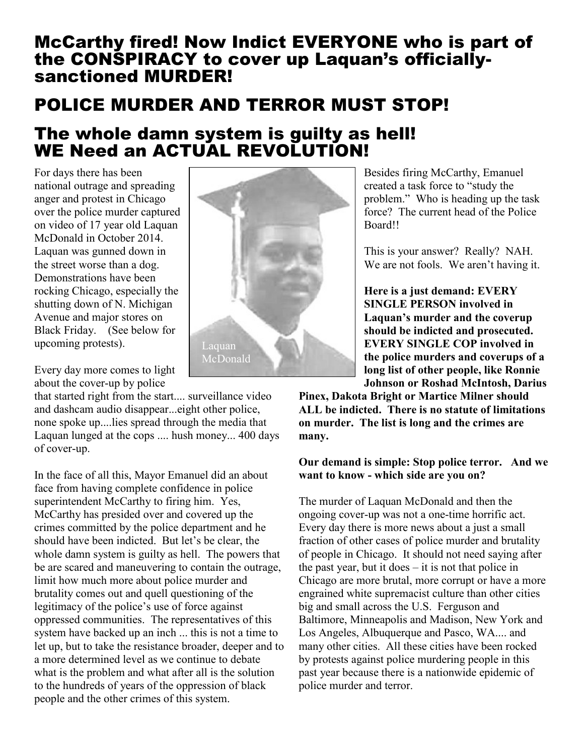# McCarthy fired! Now Indict EVERYONE who is part of the CONSPIRACY to cover up Laquan's officially-sanctioned MURDER!

# POLICE MURDER AND TERROR MUST STOP!

# The whole damn system is guilty as hell! WE Need an ACTUAL REVOLUTION!

For days there has been national outrage and spreading anger and protest in Chicago over the police murder captured on video of 17 year old Laquan McDonald in October 2014. Laquan was gunned down in the street worse than a dog. Demonstrations have been rocking Chicago, especially the shutting down of N. Michigan Avenue and major stores on Black Friday. (See below for upcoming protests).

Laquan McDonald

Every day more comes to light about the cover-up by police that started right from the start.... surveillance video and dashcam audio disappear...eight other police, none spoke up....lies spread through the media that Laquan lunged at the cops .... hush money... 400 days of cover-up.

In the face of all this, Mayor Emanuel did an about face from having complete confidence in police superintendent McCarthy to firing him. Yes, McCarthy has presided over and covered up the crimes committed by the police department and he should have been indicted. But let's be clear, the whole damn system is guilty as hell. The powers that be are scared and maneuvering to contain the outrage, limit how much more about police murder and brutality comes out and quell questioning of the legitimacy of the police's use of force against oppressed communities. The representatives of this system have backed up an inch ... this is not a time to let up, but to take the resistance broader, deeper and to a more determined level as we continue to debate what is the problem and what after all is the solution to the hundreds of years of the oppression of black people and the other crimes of this system.

Besides firing McCarthy, Emanuel created a task force to "study the problem." Who is heading up the task force? The current head of the Police Board!!

This is your answer? Really? NAH. We are not fools. We aren't having it.

**Here is a just demand: EVERY SINGLE PERSON involved in Laquan's murder and the coverup should be indicted and prosecuted. EVERY SINGLE COP involved in the police murders and coverups of a long list of other people, like Ronnie Johnson or Roshad McIntosh, Darius Pinex, Dakota Bright or Martice Milner should ALL be indicted. There is no statute of limitations on murder. The list is long and the crimes are many.**

**Our demand is simple: Stop police terror. And we want to know - which side are you on?**

The murder of Laquan McDonald and then the ongoing cover-up was not a one-time horrific act. Every day there is more news about a just a small fraction of other cases of police murder and brutality of people in Chicago. It should not need saying after the past year, but it does – it is not that police in Chicago are more brutal, more corrupt or have a more engrained white supremacist culture than other cities big and small across the U.S. Ferguson and Baltimore, Minneapolis and Madison, New York and Los Angeles, Albuquerque and Pasco, WA.... and many other cities. All these cities have been rocked by protests against police murdering people in this past year because there is a nationwide epidemic of police murder and terror.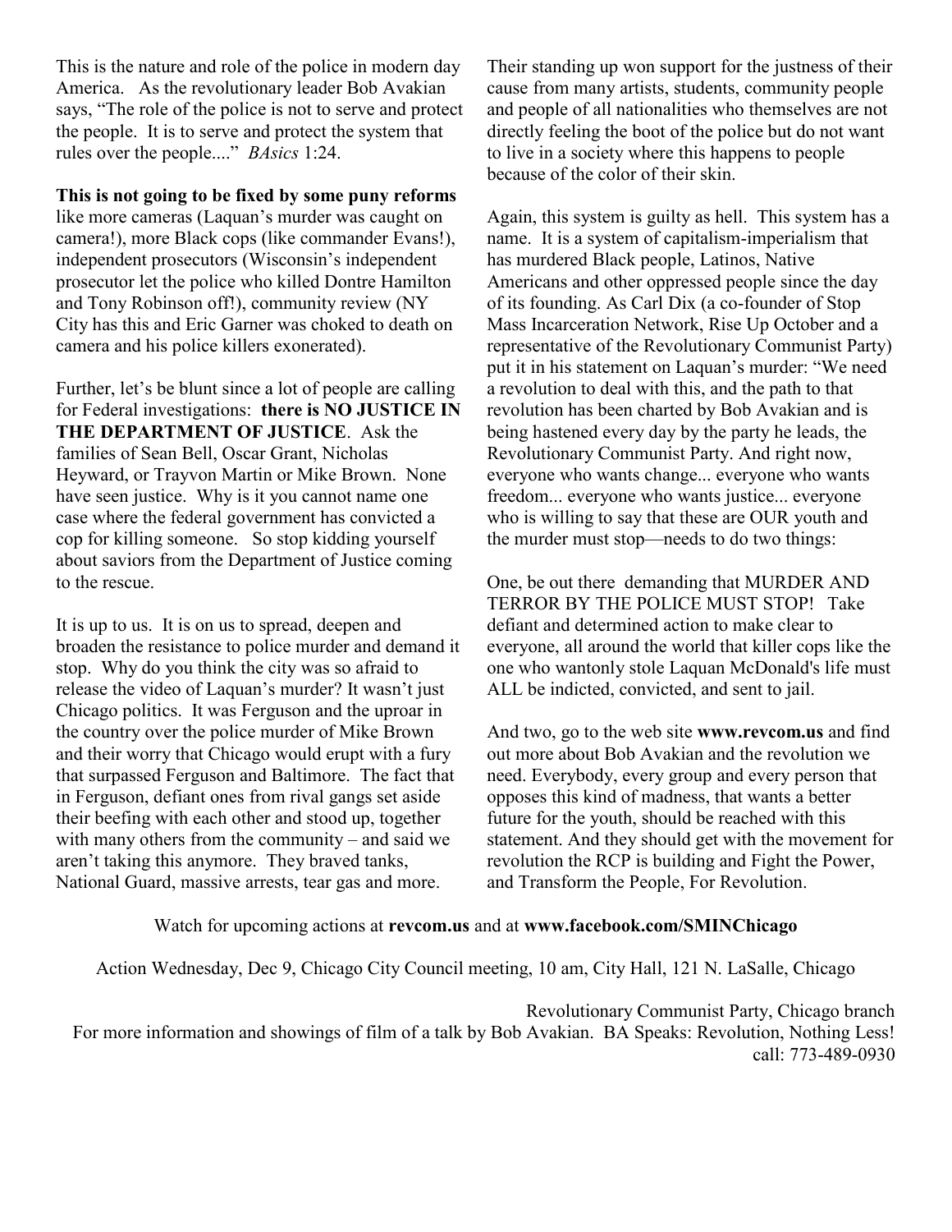This is the nature and role of the police in modern day America. As the revolutionary leader Bob Avakian says, "The role of the police is not to serve and protect the people. It is to serve and protect the system that rules over the people...." *BAsics* 1:24.

**This is not going to be fixed by some puny reforms** like more cameras (Laquan's murder was caught on camera!), more Black cops (like commander Evans!), independent prosecutors (Wisconsin's independent prosecutor let the police who killed Dontre Hamilton and Tony Robinson off!), community review (NY City has this and Eric Garner was choked to death on camera and his police killers exonerated).

Further, let's be blunt since a lot of people are calling for Federal investigations: **there is NO JUSTICE IN THE DEPARTMENT OF JUSTICE**. Ask the families of Sean Bell, Oscar Grant, Nicholas Heyward, or Trayvon Martin or Mike Brown. None have seen justice. Why is it you cannot name one case where the federal government has convicted a cop for killing someone. So stop kidding yourself about saviors from the Department of Justice coming to the rescue.

It is up to us. It is on us to spread, deepen and broaden the resistance to police murder and demand it stop. Why do you think the city was so afraid to release the video of Laquan's murder? It wasn't just Chicago politics. It was Ferguson and the uproar in the country over the police murder of Mike Brown and their worry that Chicago would erupt with a fury that surpassed Ferguson and Baltimore. The fact that in Ferguson, defiant ones from rival gangs set aside their beefing with each other and stood up, together with many others from the community – and said we aren't taking this anymore. They braved tanks, National Guard, massive arrests, tear gas and more. Their standing up won support for the justness of their cause from many artists, students, community people and people of all nationalities who themselves are not directly feeling the boot of the police but do not want to live in a society where this happens to people because of the color of their skin.

Again, this system is guilty as hell. This system has a name. It is a system of capitalism-imperialism that has murdered Black people, Latinos, Native Americans and other oppressed people since the day of its founding. As Carl Dix (a co-founder of Stop Mass Incarceration Network, Rise Up October and a representative of the Revolutionary Communist Party) put it in his statement on Laquan's murder: "We need a revolution to deal with this, and the path to that revolution has been charted by Bob Avakian and is being hastened every day by the party he leads, the Revolutionary Communist Party. And right now, everyone who wants change... everyone who wants freedom... everyone who wants justice... everyone who is willing to say that these are OUR youth and the murder must stop—needs to do two things:

One, be out there demanding that MURDER AND TERROR BY THE POLICE MUST STOP! Take defiant and determined action to make clear to everyone, all around the world that killer cops like the one who wantonly stole Laquan McDonald's life must ALL be indicted, convicted, and sent to jail.

And two, go to the web site **www.revcom.us** and find out more about Bob Avakian and the revolution we need. Everybody, every group and every person that opposes this kind of madness, that wants a better future for the youth, should be reached with this statement. And they should get with the movement for revolution the RCP is building and Fight the Power, and Transform the People, For Revolution.

Watch for upcoming actions at **revcom.us** and at **www.facebook.com/SMINChicago**

Action Wednesday, Dec 9, Chicago City Council meeting, 10 am, City Hall, 121 N. LaSalle, Chicago

Revolutionary Communist Party, Chicago branch

For more information and showings of film of a talk by Bob Avakian. BA Speaks: Revolution, Nothing Less! call: 773-489-0930